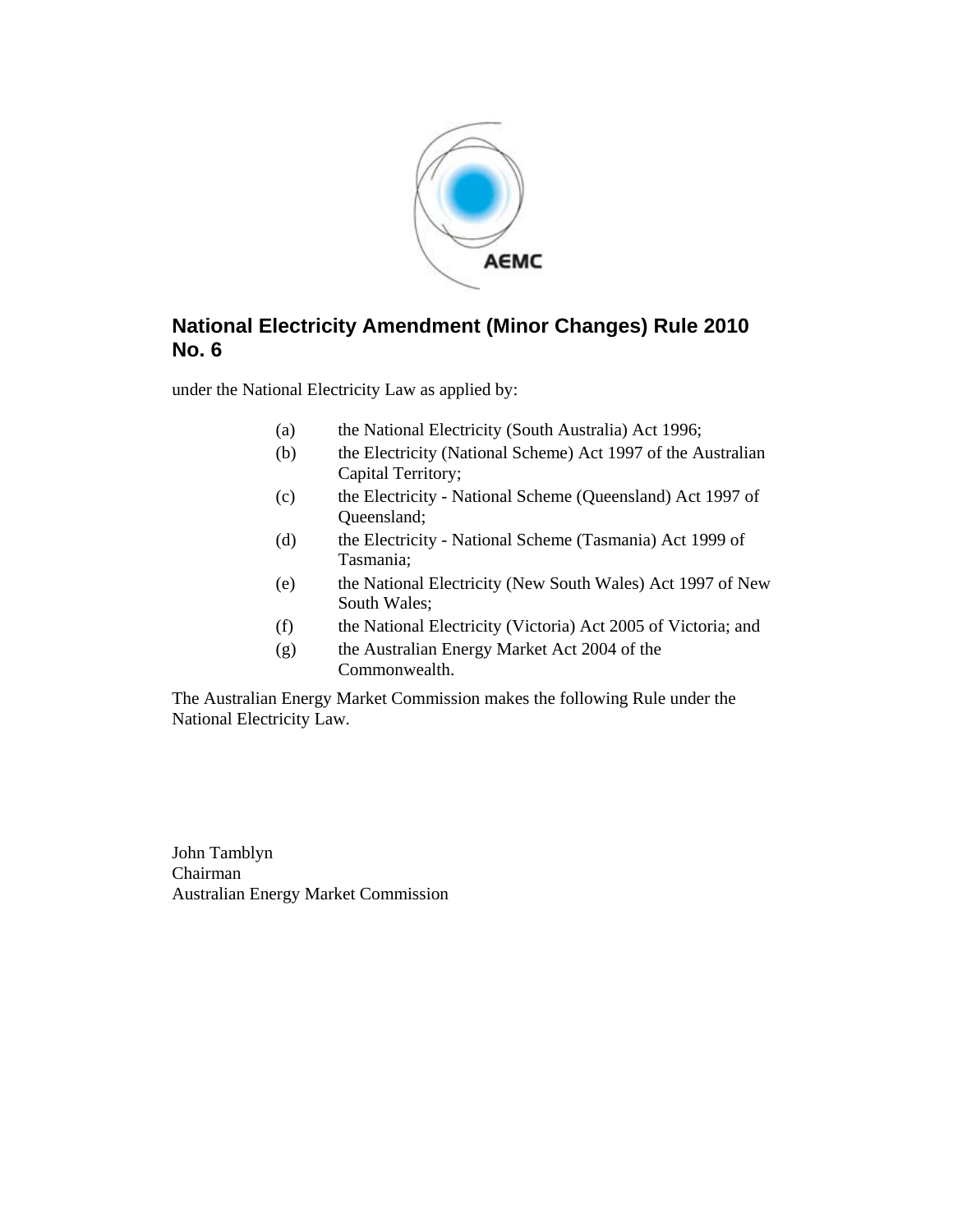AEMC

# National Electricity Amendment (Minor Changes) Rule 2010 No. 6

under the National Electricity Law as applied by:

(a) the National Electricity (South Australia) Act 1996;

(b) the Electricity (National Scheme) Act 1997 of the Australian Capital Territory;

(c) the Electricity - National Scheme (Queensland) Act 1997 of Queensland;

(d) the Electricity - National Scheme (Tasmania) Act 1999 of Tasmania;

(e) the National Electricity (New South Wales) Act 1997 of New South Wales;

(f) the National Electricity (Victoria) Act 2005 of Victoria; and

(g) the Australian Energy Market Act 2004 of the Commonwealth.

The Australian Energy Market Commission makes the following Rule under the National Electricity Law.

John Tamblyn
Chairman
Australian Energy Market Commission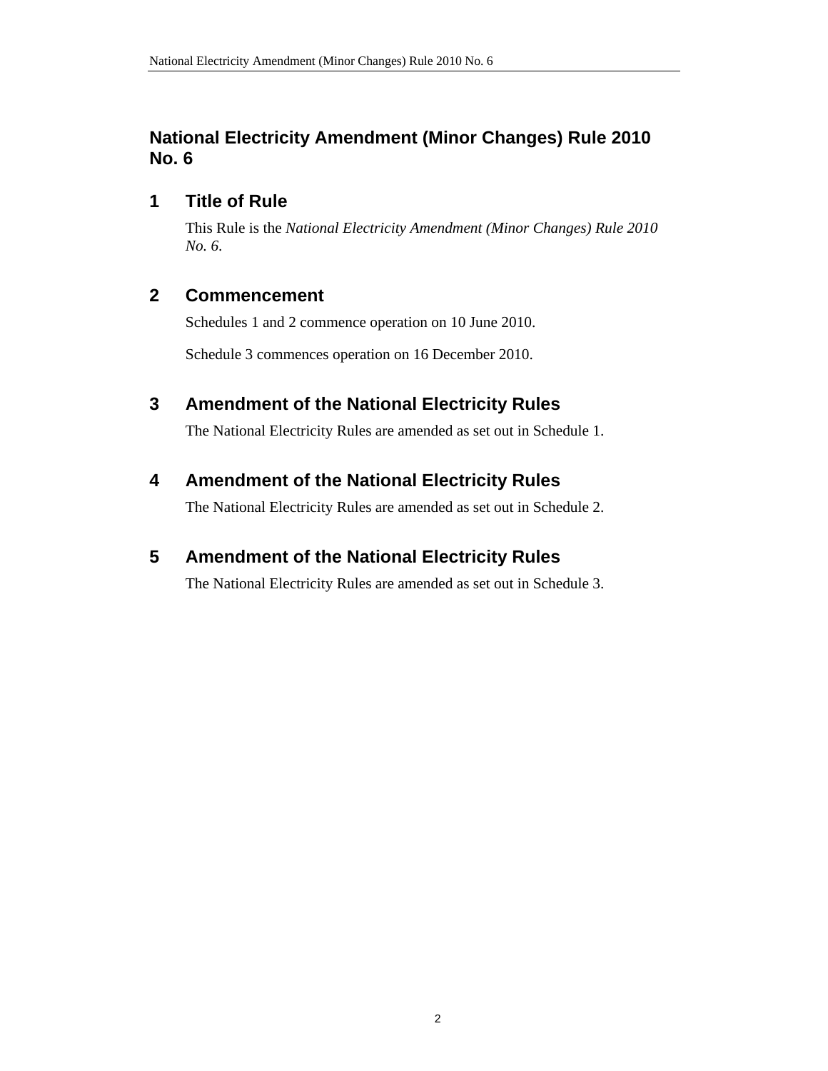# National Electricity Amendment (Minor Changes) Rule 2010 No. 6

## 1 Title of Rule

This Rule is the *National Electricity Amendment (Minor Changes) Rule 2010 No. 6*.

## 2 Commencement

Schedules 1 and 2 commence operation on 10 June 2010.

Schedule 3 commences operation on 16 December 2010.

## 3 Amendment of the National Electricity Rules

The National Electricity Rules are amended as set out in Schedule 1.

## 4 Amendment of the National Electricity Rules

The National Electricity Rules are amended as set out in Schedule 2.

## 5 Amendment of the National Electricity Rules

The National Electricity Rules are amended as set out in Schedule 3.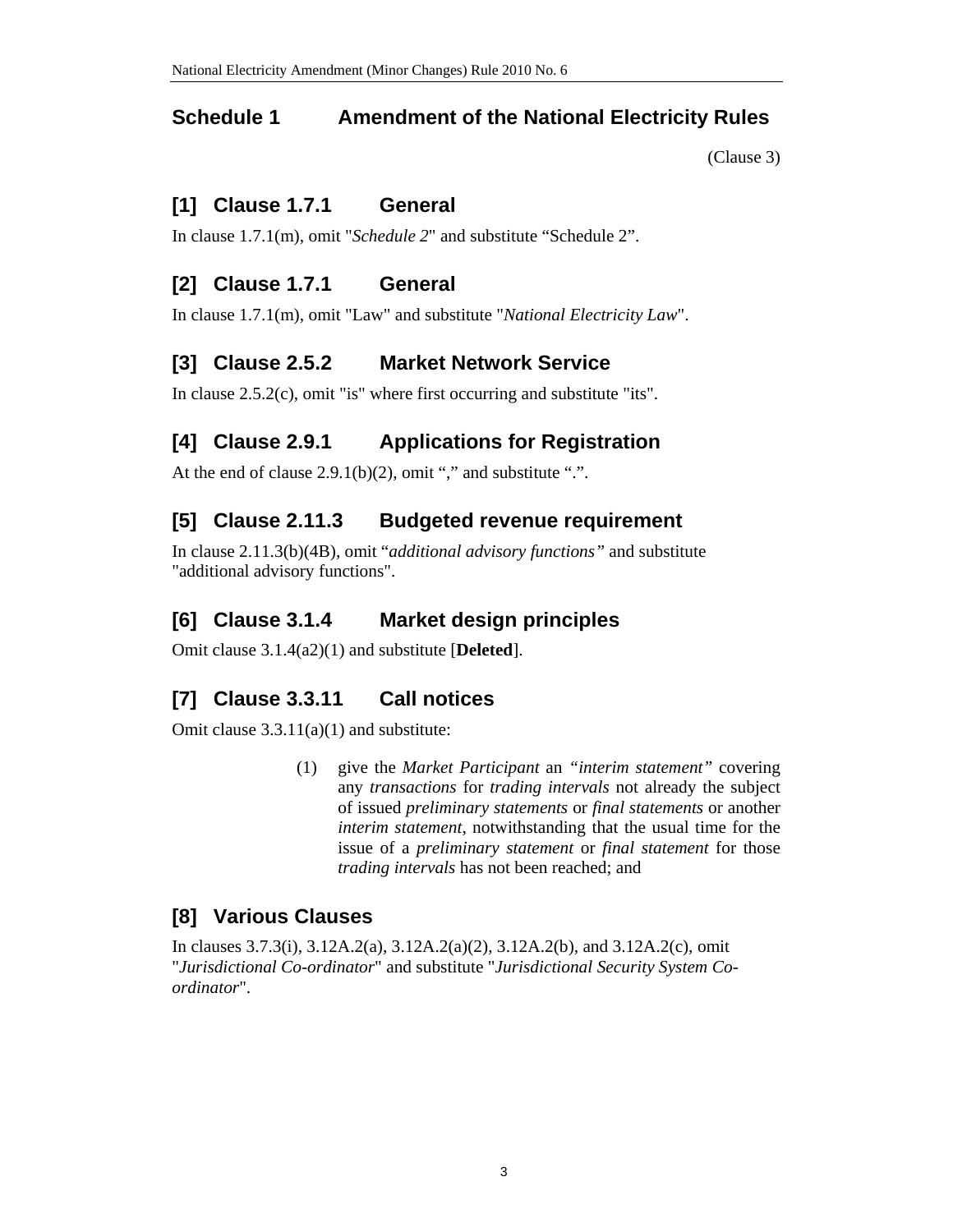## Schedule 1 Amendment of the National Electricity Rules

(Clause 3)

### [1] Clause 1.7.1 General

In clause 1.7.1(m), omit "*Schedule 2*" and substitute "Schedule 2".

### [2] Clause 1.7.1 General

In clause 1.7.1(m), omit "Law" and substitute "*National Electricity Law*".

### [3] Clause 2.5.2 Market Network Service

In clause 2.5.2(c), omit "is" where first occurring and substitute "its".

### [4] Clause 2.9.1 Applications for Registration

At the end of clause 2.9.1(b)(2), omit "," and substitute ".".

### [5] Clause 2.11.3 Budgeted revenue requirement

In clause 2.11.3(b)(4B), omit "*additional advisory functions*" and substitute "additional advisory functions".

### [6] Clause 3.1.4 Market design principles

Omit clause 3.1.4(a2)(1) and substitute [**Deleted**].

### [7] Clause 3.3.11 Call notices

Omit clause 3.3.11(a)(1) and substitute:

> (1) give the *Market Participant* an *"interim statement"* covering any *transactions* for *trading intervals* not already the subject of issued *preliminary statements* or *final statements* or another *interim statement*, notwithstanding that the usual time for the issue of a *preliminary statement* or *final statement* for those *trading intervals* has not been reached; and

### [8] Various Clauses

In clauses 3.7.3(i), 3.12A.2(a), 3.12A.2(a)(2), 3.12A.2(b), and 3.12A.2(c), omit "*Jurisdictional Co-ordinator*" and substitute "*Jurisdictional Security System Co-ordinator*".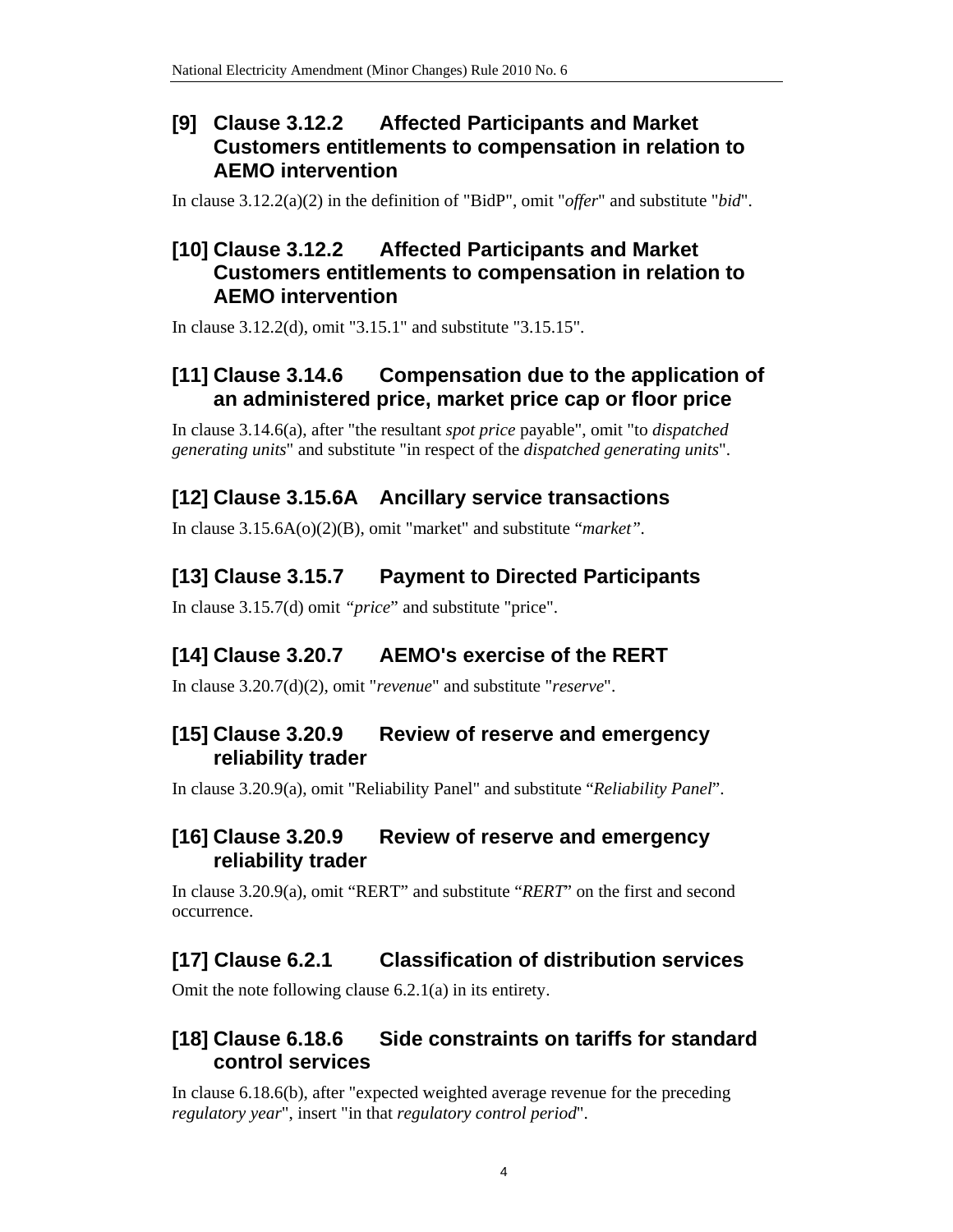## [9] Clause 3.12.2 Affected Participants and Market Customers entitlements to compensation in relation to AEMO intervention

In clause 3.12.2(a)(2) in the definition of "BidP", omit "*offer*" and substitute "*bid*".

## [10] Clause 3.12.2 Affected Participants and Market Customers entitlements to compensation in relation to AEMO intervention

In clause 3.12.2(d), omit "3.15.1" and substitute "3.15.15".

## [11] Clause 3.14.6 Compensation due to the application of an administered price, market price cap or floor price

In clause 3.14.6(a), after "the resultant *spot price* payable", omit "to *dispatched generating units*" and substitute "in respect of the *dispatched generating units*".

## [12] Clause 3.15.6A Ancillary service transactions

In clause 3.15.6A(o)(2)(B), omit "market" and substitute "*market*".

## [13] Clause 3.15.7 Payment to Directed Participants

In clause 3.15.7(d) omit "*price*" and substitute "price".

## [14] Clause 3.20.7 AEMO's exercise of the RERT

In clause 3.20.7(d)(2), omit "*revenue*" and substitute "*reserve*".

## [15] Clause 3.20.9 Review of reserve and emergency reliability trader

In clause 3.20.9(a), omit "Reliability Panel" and substitute "*Reliability Panel*".

## [16] Clause 3.20.9 Review of reserve and emergency reliability trader

In clause 3.20.9(a), omit "RERT" and substitute "*RERT*" on the first and second occurrence.

## [17] Clause 6.2.1 Classification of distribution services

Omit the note following clause 6.2.1(a) in its entirety.

## [18] Clause 6.18.6 Side constraints on tariffs for standard control services

In clause 6.18.6(b), after "expected weighted average revenue for the preceding *regulatory year*", insert "in that *regulatory control period*".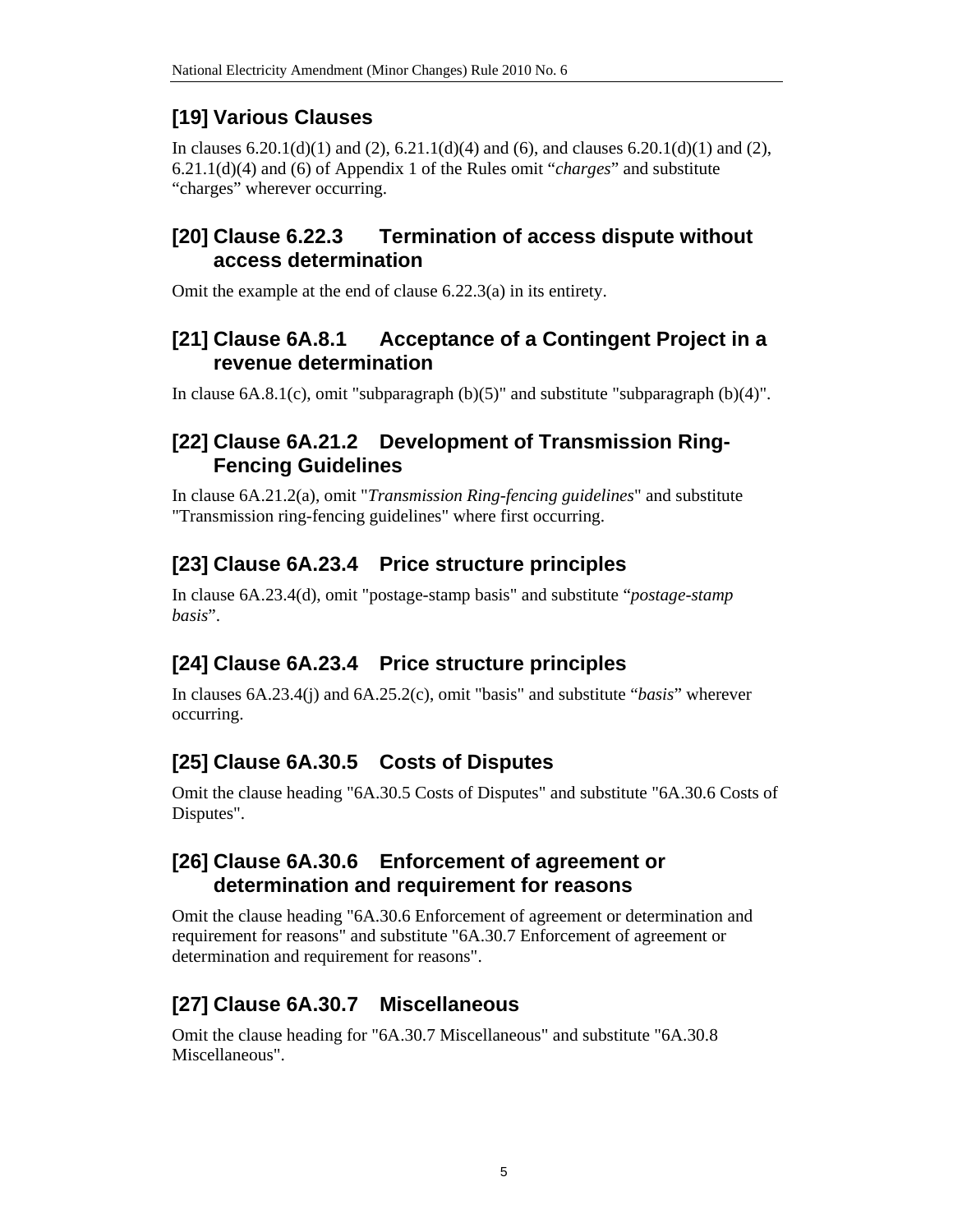## [19] Various Clauses

In clauses 6.20.1(d)(1) and (2), 6.21.1(d)(4) and (6), and clauses 6.20.1(d)(1) and (2), 6.21.1(d)(4) and (6) of Appendix 1 of the Rules omit "*charges*" and substitute "charges" wherever occurring.

## [20] Clause 6.22.3 Termination of access dispute without access determination

Omit the example at the end of clause 6.22.3(a) in its entirety.

## [21] Clause 6A.8.1 Acceptance of a Contingent Project in a revenue determination

In clause 6A.8.1(c), omit "subparagraph (b)(5)" and substitute "subparagraph (b)(4)".

## [22] Clause 6A.21.2 Development of Transmission Ring-Fencing Guidelines

In clause 6A.21.2(a), omit "*Transmission Ring-fencing guidelines*" and substitute "Transmission ring-fencing guidelines" where first occurring.

## [23] Clause 6A.23.4 Price structure principles

In clause 6A.23.4(d), omit "postage-stamp basis" and substitute "*postage-stamp basis*".

## [24] Clause 6A.23.4 Price structure principles

In clauses 6A.23.4(j) and 6A.25.2(c), omit "basis" and substitute "*basis*" wherever occurring.

## [25] Clause 6A.30.5 Costs of Disputes

Omit the clause heading "6A.30.5 Costs of Disputes" and substitute "6A.30.6 Costs of Disputes".

## [26] Clause 6A.30.6 Enforcement of agreement or determination and requirement for reasons

Omit the clause heading "6A.30.6 Enforcement of agreement or determination and requirement for reasons" and substitute "6A.30.7 Enforcement of agreement or determination and requirement for reasons".

## [27] Clause 6A.30.7 Miscellaneous

Omit the clause heading for "6A.30.7 Miscellaneous" and substitute "6A.30.8 Miscellaneous".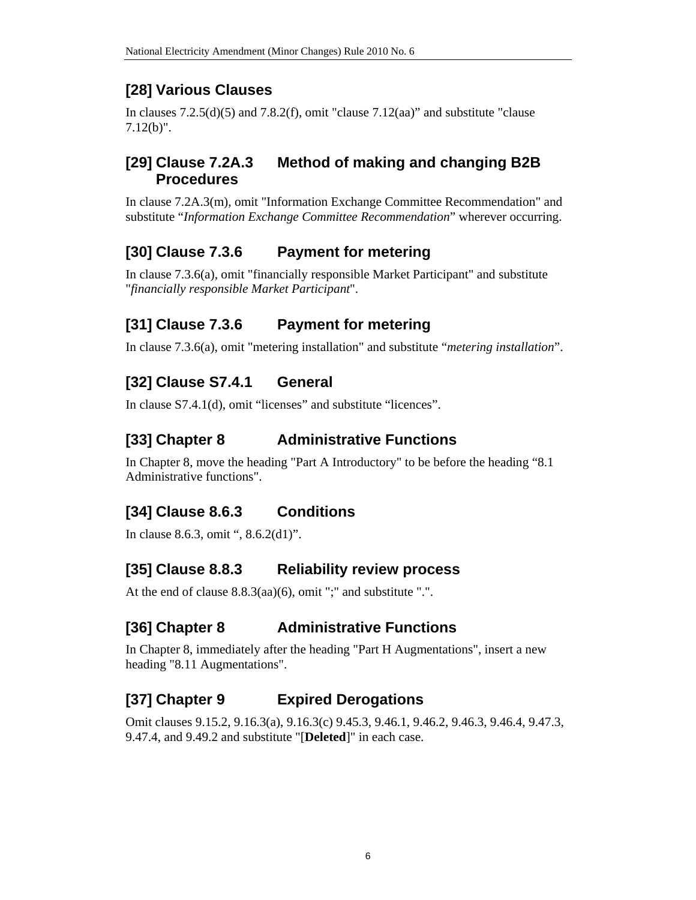## [28] Various Clauses

In clauses 7.2.5(d)(5) and 7.8.2(f), omit "clause 7.12(aa)" and substitute "clause 7.12(b)".

## [29] Clause 7.2A.3 Method of making and changing B2B Procedures

In clause 7.2A.3(m), omit "Information Exchange Committee Recommendation" and substitute "*Information Exchange Committee Recommendation*" wherever occurring.

## [30] Clause 7.3.6 Payment for metering

In clause 7.3.6(a), omit "financially responsible Market Participant" and substitute "*financially responsible Market Participant*".

## [31] Clause 7.3.6 Payment for metering

In clause 7.3.6(a), omit "metering installation" and substitute "*metering installation*".

## [32] Clause S7.4.1 General

In clause S7.4.1(d), omit "licenses" and substitute "licences".

## [33] Chapter 8 Administrative Functions

In Chapter 8, move the heading "Part A Introductory" to be before the heading "8.1 Administrative functions".

## [34] Clause 8.6.3 Conditions

In clause 8.6.3, omit ", 8.6.2(d1)".

## [35] Clause 8.8.3 Reliability review process

At the end of clause 8.8.3(aa)(6), omit ";" and substitute ".".

## [36] Chapter 8 Administrative Functions

In Chapter 8, immediately after the heading "Part H Augmentations", insert a new heading "8.11 Augmentations".

## [37] Chapter 9 Expired Derogations

Omit clauses 9.15.2, 9.16.3(a), 9.16.3(c) 9.45.3, 9.46.1, 9.46.2, 9.46.3, 9.46.4, 9.47.3, 9.47.4, and 9.49.2 and substitute "[**Deleted**]" in each case.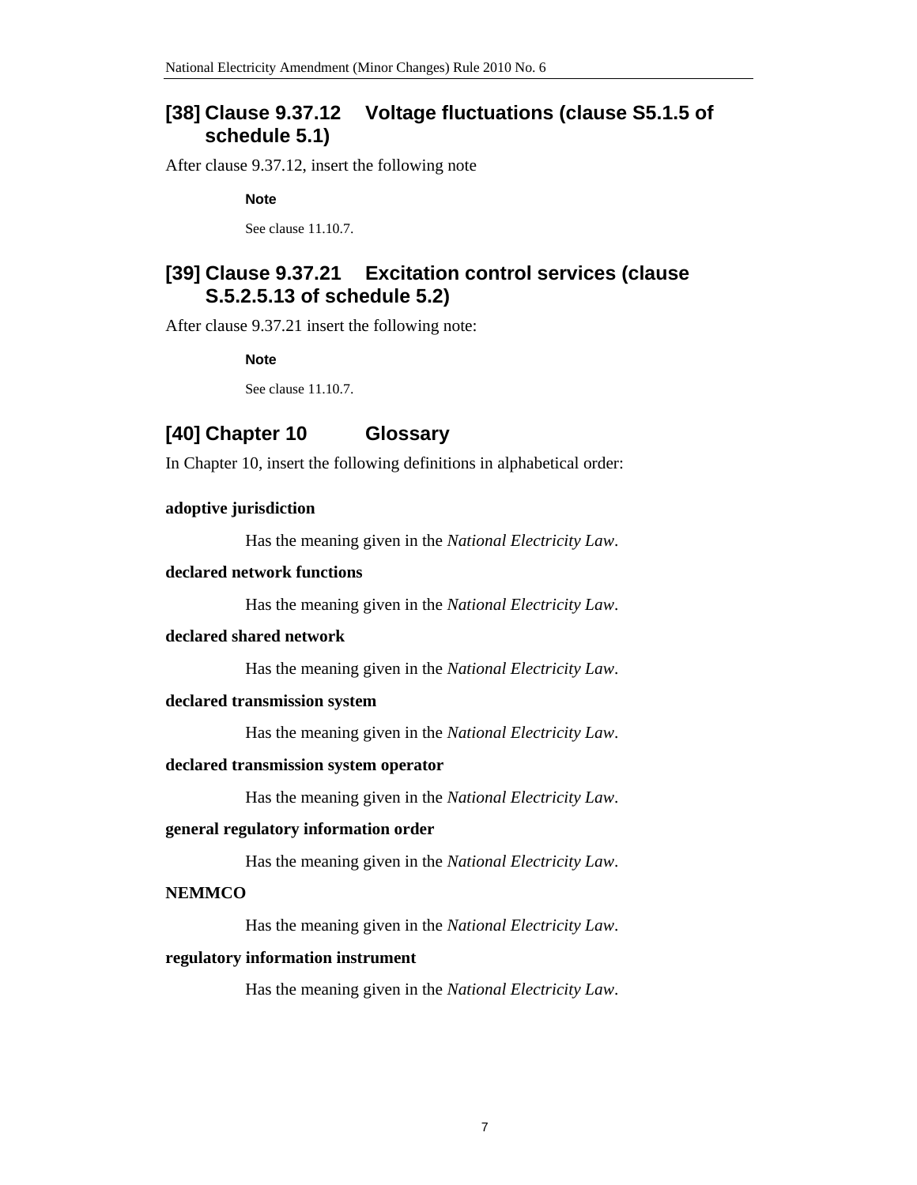## [38] Clause 9.37.12 Voltage fluctuations (clause S5.1.5 of schedule 5.1)

After clause 9.37.12, insert the following note

**Note**

See clause 11.10.7.

## [39] Clause 9.37.21 Excitation control services (clause S.5.2.5.13 of schedule 5.2)

After clause 9.37.21 insert the following note:

**Note**

See clause 11.10.7.

## [40] Chapter 10 Glossary

In Chapter 10, insert the following definitions in alphabetical order:

**adoptive jurisdiction**

Has the meaning given in the *National Electricity Law*.

**declared network functions**

Has the meaning given in the *National Electricity Law*.

**declared shared network**

Has the meaning given in the *National Electricity Law*.

**declared transmission system**

Has the meaning given in the *National Electricity Law*.

**declared transmission system operator**

Has the meaning given in the *National Electricity Law*.

**general regulatory information order**

Has the meaning given in the *National Electricity Law*.

**NEMMCO**

Has the meaning given in the *National Electricity Law*.

**regulatory information instrument**

Has the meaning given in the *National Electricity Law*.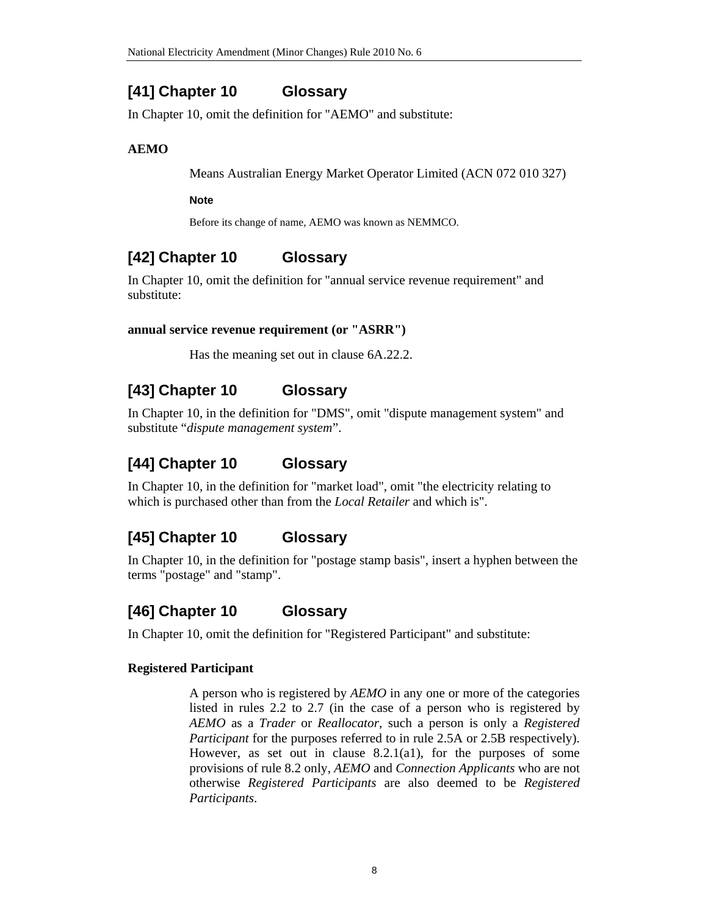## [41] Chapter 10 Glossary

In Chapter 10, omit the definition for "AEMO" and substitute:

**AEMO**

Means Australian Energy Market Operator Limited (ACN 072 010 327)

**Note**

Before its change of name, AEMO was known as NEMMCO.

## [42] Chapter 10 Glossary

In Chapter 10, omit the definition for "annual service revenue requirement" and substitute:

**annual service revenue requirement (or "ASRR")**

Has the meaning set out in clause 6A.22.2.

## [43] Chapter 10 Glossary

In Chapter 10, in the definition for "DMS", omit "dispute management system" and substitute "*dispute management system*".

## [44] Chapter 10 Glossary

In Chapter 10, in the definition for "market load", omit "the electricity relating to which is purchased other than from the *Local Retailer* and which is".

## [45] Chapter 10 Glossary

In Chapter 10, in the definition for "postage stamp basis", insert a hyphen between the terms "postage" and "stamp".

## [46] Chapter 10 Glossary

In Chapter 10, omit the definition for "Registered Participant" and substitute:

**Registered Participant**

A person who is registered by *AEMO* in any one or more of the categories listed in rules 2.2 to 2.7 (in the case of a person who is registered by *AEMO* as a *Trader* or *Reallocator*, such a person is only a *Registered Participant* for the purposes referred to in rule 2.5A or 2.5B respectively). However, as set out in clause 8.2.1(a1), for the purposes of some provisions of rule 8.2 only, *AEMO* and *Connection Applicants* who are not otherwise *Registered Participants* are also deemed to be *Registered Participants*.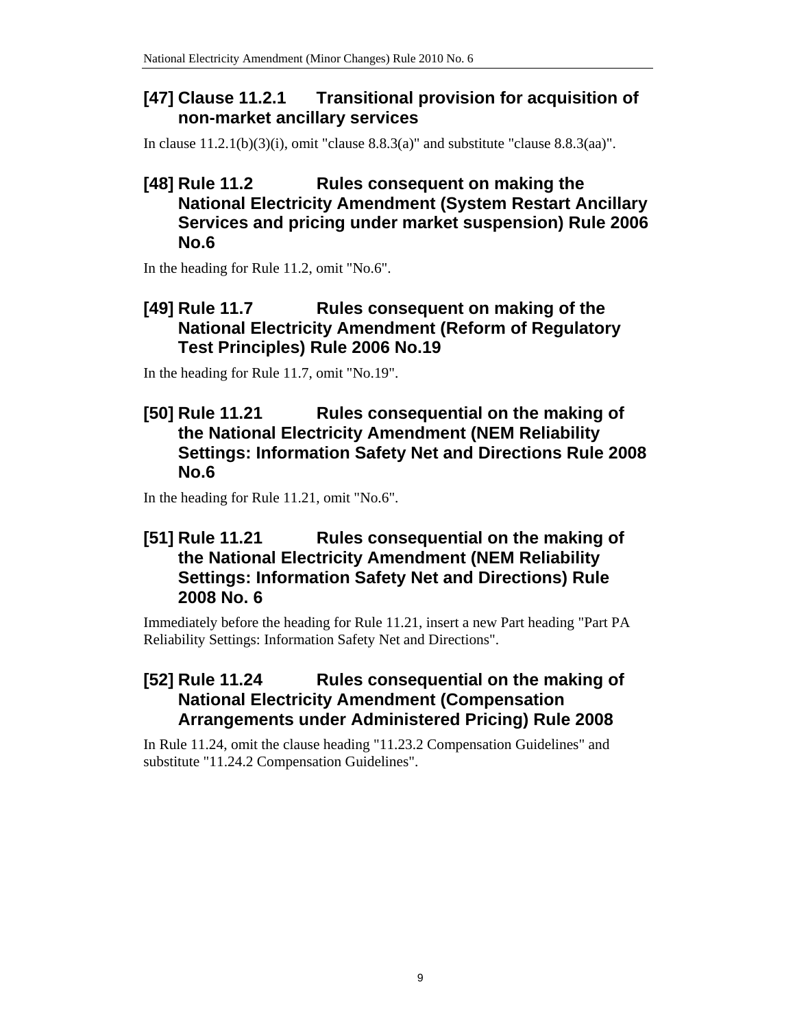## [47] Clause 11.2.1 Transitional provision for acquisition of non-market ancillary services

In clause 11.2.1(b)(3)(i), omit "clause 8.8.3(a)" and substitute "clause 8.8.3(aa)".

## [48] Rule 11.2 Rules consequent on making the National Electricity Amendment (System Restart Ancillary Services and pricing under market suspension) Rule 2006 No.6

In the heading for Rule 11.2, omit "No.6".

## [49] Rule 11.7 Rules consequent on making of the National Electricity Amendment (Reform of Regulatory Test Principles) Rule 2006 No.19

In the heading for Rule 11.7, omit "No.19".

## [50] Rule 11.21 Rules consequential on the making of the National Electricity Amendment (NEM Reliability Settings: Information Safety Net and Directions Rule 2008 No.6

In the heading for Rule 11.21, omit "No.6".

## [51] Rule 11.21 Rules consequential on the making of the National Electricity Amendment (NEM Reliability Settings: Information Safety Net and Directions) Rule 2008 No. 6

Immediately before the heading for Rule 11.21, insert a new Part heading "Part PA Reliability Settings: Information Safety Net and Directions".

## [52] Rule 11.24 Rules consequential on the making of National Electricity Amendment (Compensation Arrangements under Administered Pricing) Rule 2008

In Rule 11.24, omit the clause heading "11.23.2 Compensation Guidelines" and substitute "11.24.2 Compensation Guidelines".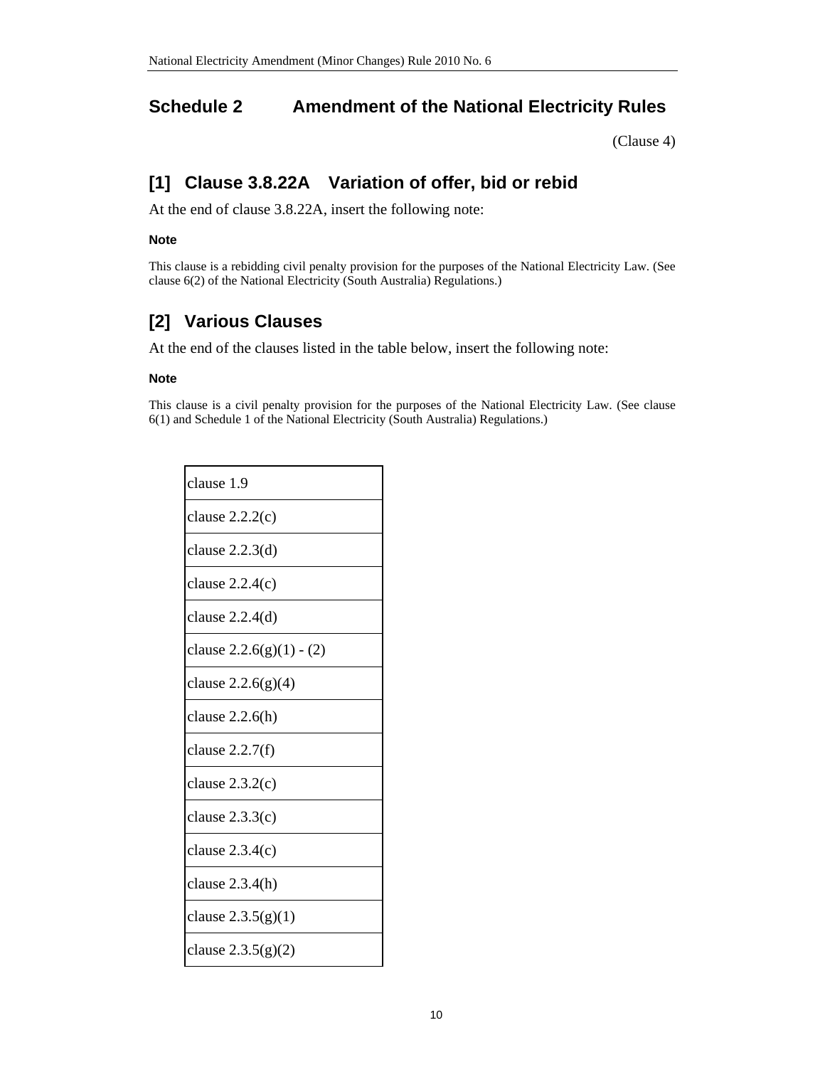## Schedule 2 Amendment of the National Electricity Rules

(Clause 4)

## [1] Clause 3.8.22A Variation of offer, bid or rebid

At the end of clause 3.8.22A, insert the following note:

**Note**

This clause is a rebidding civil penalty provision for the purposes of the National Electricity Law. (See clause 6(2) of the National Electricity (South Australia) Regulations.)

## [2] Various Clauses

At the end of the clauses listed in the table below, insert the following note:

**Note**

This clause is a civil penalty provision for the purposes of the National Electricity Law. (See clause 6(1) and Schedule 1 of the National Electricity (South Australia) Regulations.)

| |
|---|
| clause 1.9 |
| clause 2.2.2(c) |
| clause 2.2.3(d) |
| clause 2.2.4(c) |
| clause 2.2.4(d) |
| clause 2.2.6(g)(1) - (2) |
| clause 2.2.6(g)(4) |
| clause 2.2.6(h) |
| clause 2.2.7(f) |
| clause 2.3.2(c) |
| clause 2.3.3(c) |
| clause 2.3.4(c) |
| clause 2.3.4(h) |
| clause 2.3.5(g)(1) |
| clause 2.3.5(g)(2) |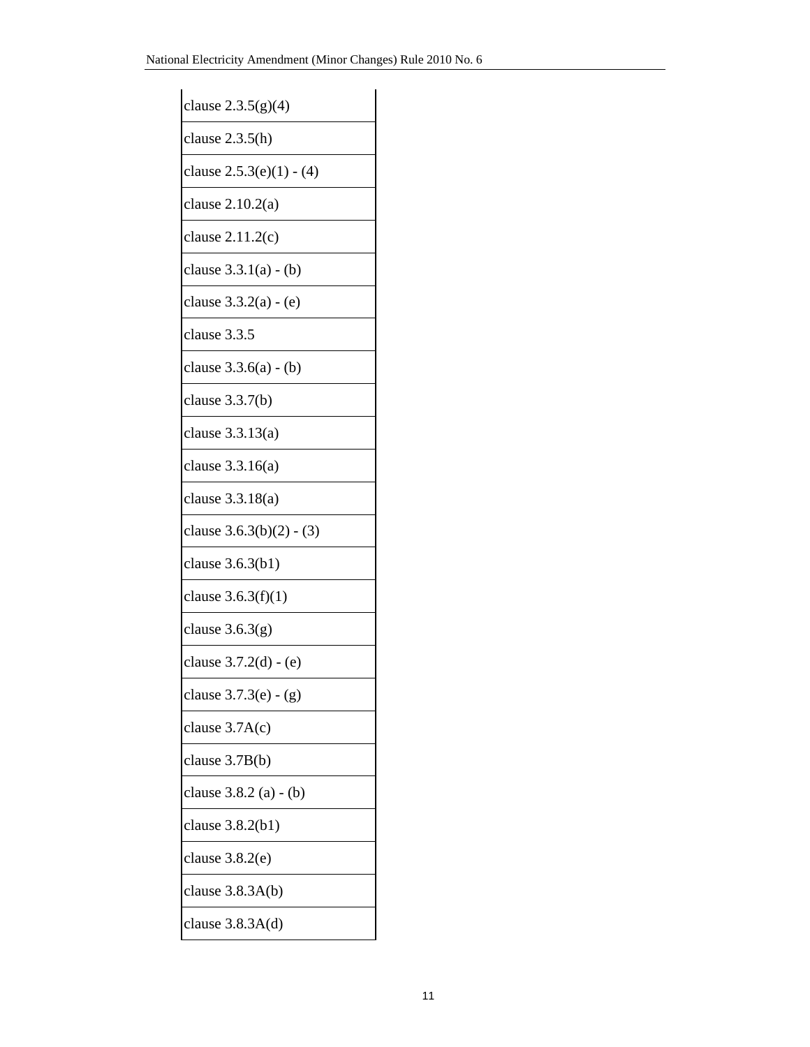| clause 2.3.5(g)(4) |
| --- |
| clause 2.3.5(h) |
| clause 2.5.3(e)(1) - (4) |
| clause 2.10.2(a) |
| clause 2.11.2(c) |
| clause 3.3.1(a) - (b) |
| clause 3.3.2(a) - (e) |
| clause 3.3.5 |
| clause 3.3.6(a) - (b) |
| clause 3.3.7(b) |
| clause 3.3.13(a) |
| clause 3.3.16(a) |
| clause 3.3.18(a) |
| clause 3.6.3(b)(2) - (3) |
| clause 3.6.3(b1) |
| clause 3.6.3(f)(1) |
| clause 3.6.3(g) |
| clause 3.7.2(d) - (e) |
| clause 3.7.3(e) - (g) |
| clause 3.7A(c) |
| clause 3.7B(b) |
| clause 3.8.2 (a) - (b) |
| clause 3.8.2(b1) |
| clause 3.8.2(e) |
| clause 3.8.3A(b) |
| clause 3.8.3A(d) |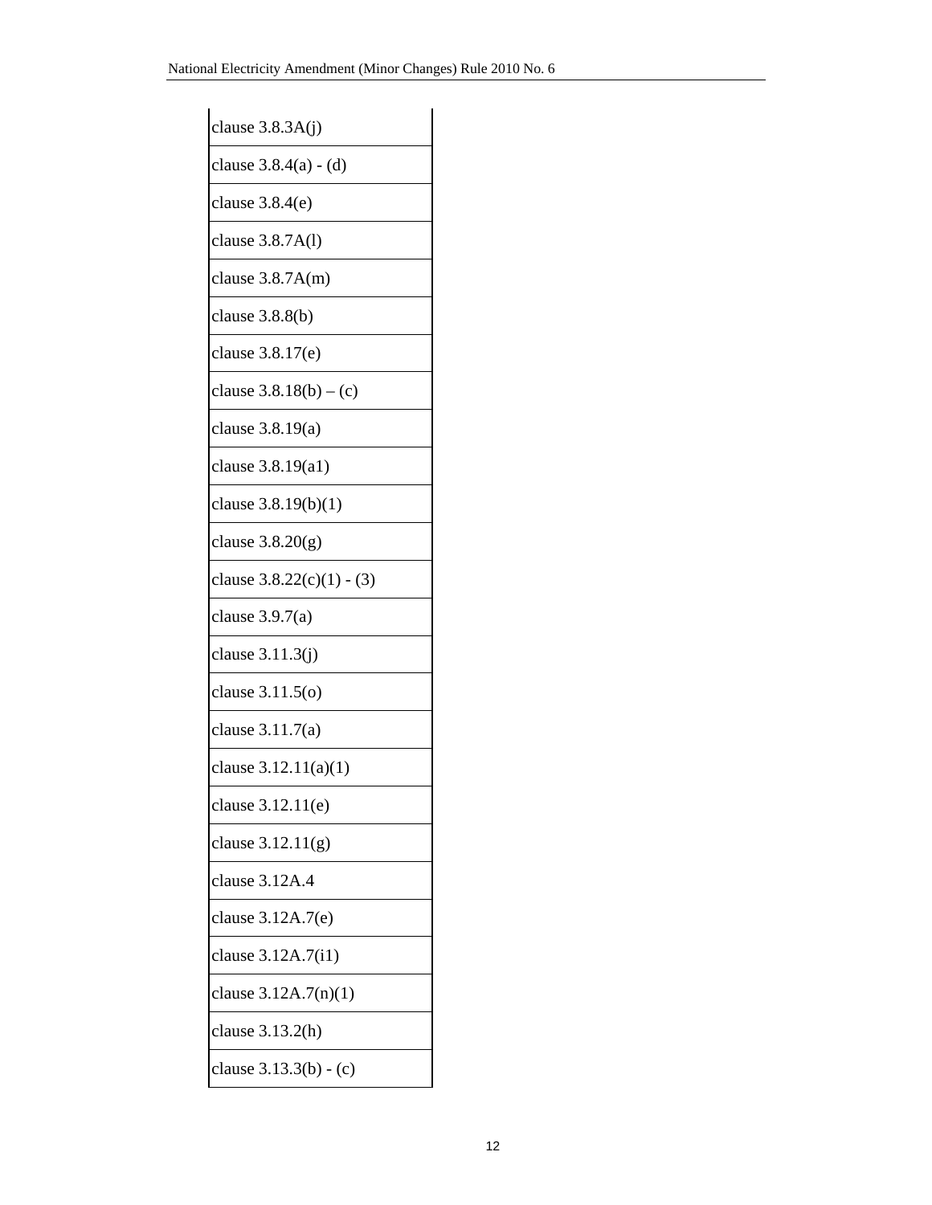| |
|---|
| clause 3.8.3A(j) |
| clause 3.8.4(a) - (d) |
| clause 3.8.4(e) |
| clause 3.8.7A(l) |
| clause 3.8.7A(m) |
| clause 3.8.8(b) |
| clause 3.8.17(e) |
| clause 3.8.18(b) – (c) |
| clause 3.8.19(a) |
| clause 3.8.19(a1) |
| clause 3.8.19(b)(1) |
| clause 3.8.20(g) |
| clause 3.8.22(c)(1) - (3) |
| clause 3.9.7(a) |
| clause 3.11.3(j) |
| clause 3.11.5(o) |
| clause 3.11.7(a) |
| clause 3.12.11(a)(1) |
| clause 3.12.11(e) |
| clause 3.12.11(g) |
| clause 3.12A.4 |
| clause 3.12A.7(e) |
| clause 3.12A.7(i1) |
| clause 3.12A.7(n)(1) |
| clause 3.13.2(h) |
| clause 3.13.3(b) - (c) |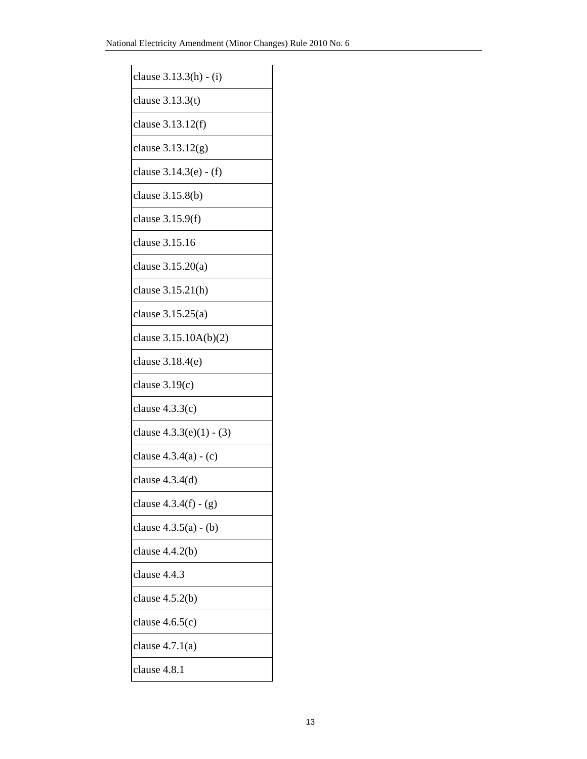| clause 3.13.3(h) - (i) |
|---|
| clause 3.13.3(t) |
| clause 3.13.12(f) |
| clause 3.13.12(g) |
| clause 3.14.3(e) - (f) |
| clause 3.15.8(b) |
| clause 3.15.9(f) |
| clause 3.15.16 |
| clause 3.15.20(a) |
| clause 3.15.21(h) |
| clause 3.15.25(a) |
| clause 3.15.10A(b)(2) |
| clause 3.18.4(e) |
| clause 3.19(c) |
| clause 4.3.3(c) |
| clause 4.3.3(e)(1) - (3) |
| clause 4.3.4(a) - (c) |
| clause 4.3.4(d) |
| clause 4.3.4(f) - (g) |
| clause 4.3.5(a) - (b) |
| clause 4.4.2(b) |
| clause 4.4.3 |
| clause 4.5.2(b) |
| clause 4.6.5(c) |
| clause 4.7.1(a) |
| clause 4.8.1 |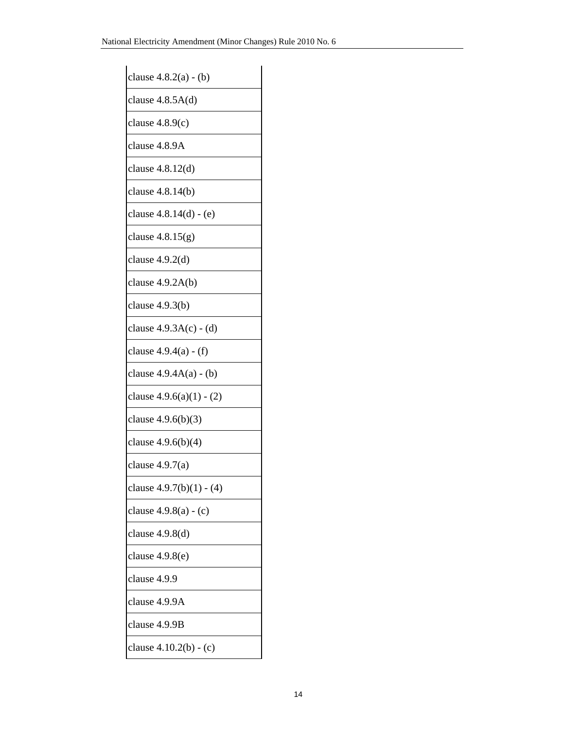| clause 4.8.2(a) - (b) |
|---|
| clause 4.8.5A(d) |
| clause 4.8.9(c) |
| clause 4.8.9A |
| clause 4.8.12(d) |
| clause 4.8.14(b) |
| clause 4.8.14(d) - (e) |
| clause 4.8.15(g) |
| clause 4.9.2(d) |
| clause 4.9.2A(b) |
| clause 4.9.3(b) |
| clause 4.9.3A(c) - (d) |
| clause 4.9.4(a) - (f) |
| clause 4.9.4A(a) - (b) |
| clause 4.9.6(a)(1) - (2) |
| clause 4.9.6(b)(3) |
| clause 4.9.6(b)(4) |
| clause 4.9.7(a) |
| clause 4.9.7(b)(1) - (4) |
| clause 4.9.8(a) - (c) |
| clause 4.9.8(d) |
| clause 4.9.8(e) |
| clause 4.9.9 |
| clause 4.9.9A |
| clause 4.9.9B |
| clause 4.10.2(b) - (c) |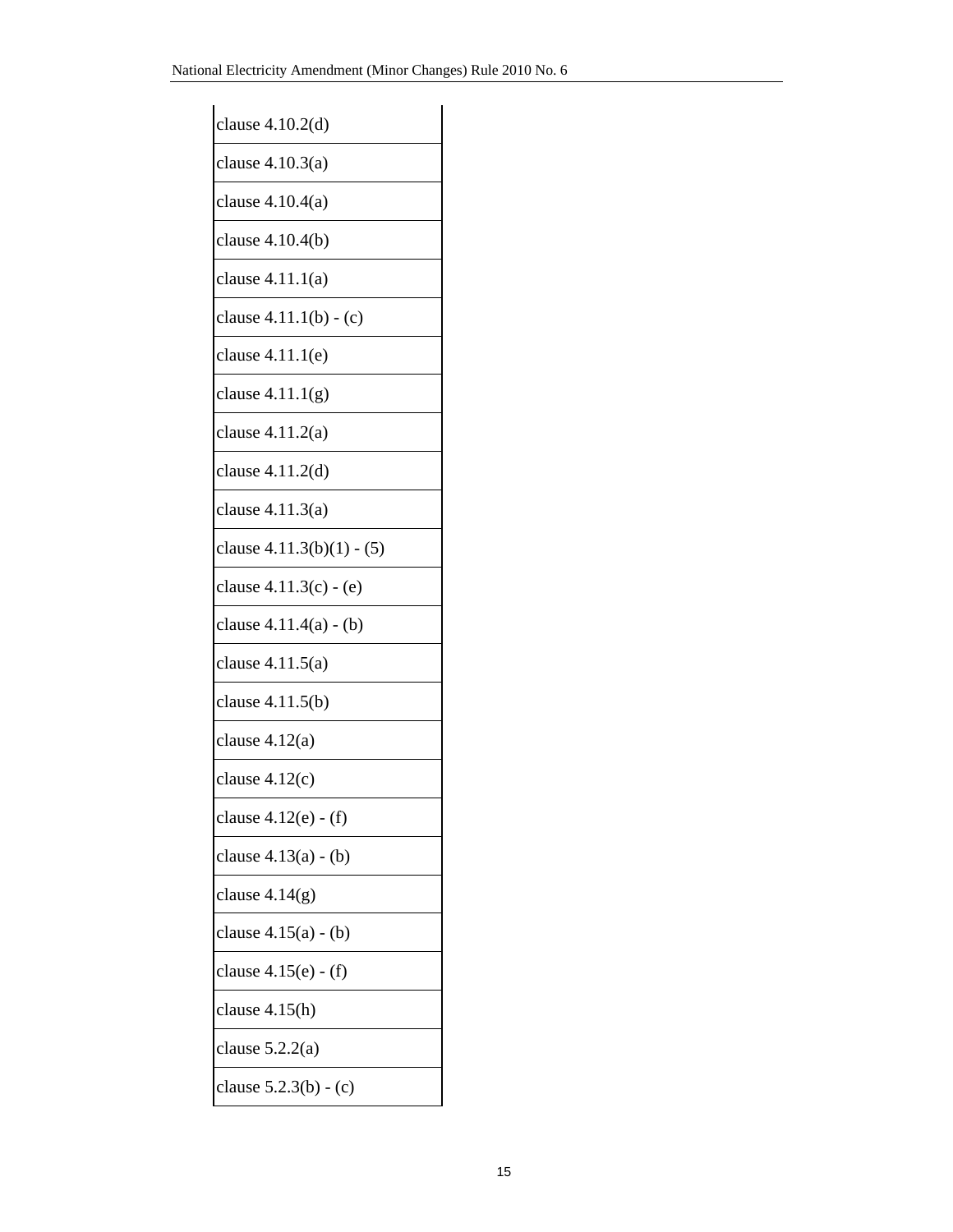| |
|---|
| clause 4.10.2(d) |
| clause 4.10.3(a) |
| clause 4.10.4(a) |
| clause 4.10.4(b) |
| clause 4.11.1(a) |
| clause 4.11.1(b) - (c) |
| clause 4.11.1(e) |
| clause 4.11.1(g) |
| clause 4.11.2(a) |
| clause 4.11.2(d) |
| clause 4.11.3(a) |
| clause 4.11.3(b)(1) - (5) |
| clause 4.11.3(c) - (e) |
| clause 4.11.4(a) - (b) |
| clause 4.11.5(a) |
| clause 4.11.5(b) |
| clause 4.12(a) |
| clause 4.12(c) |
| clause 4.12(e) - (f) |
| clause 4.13(a) - (b) |
| clause 4.14(g) |
| clause 4.15(a) - (b) |
| clause 4.15(e) - (f) |
| clause 4.15(h) |
| clause 5.2.2(a) |
| clause 5.2.3(b) - (c) |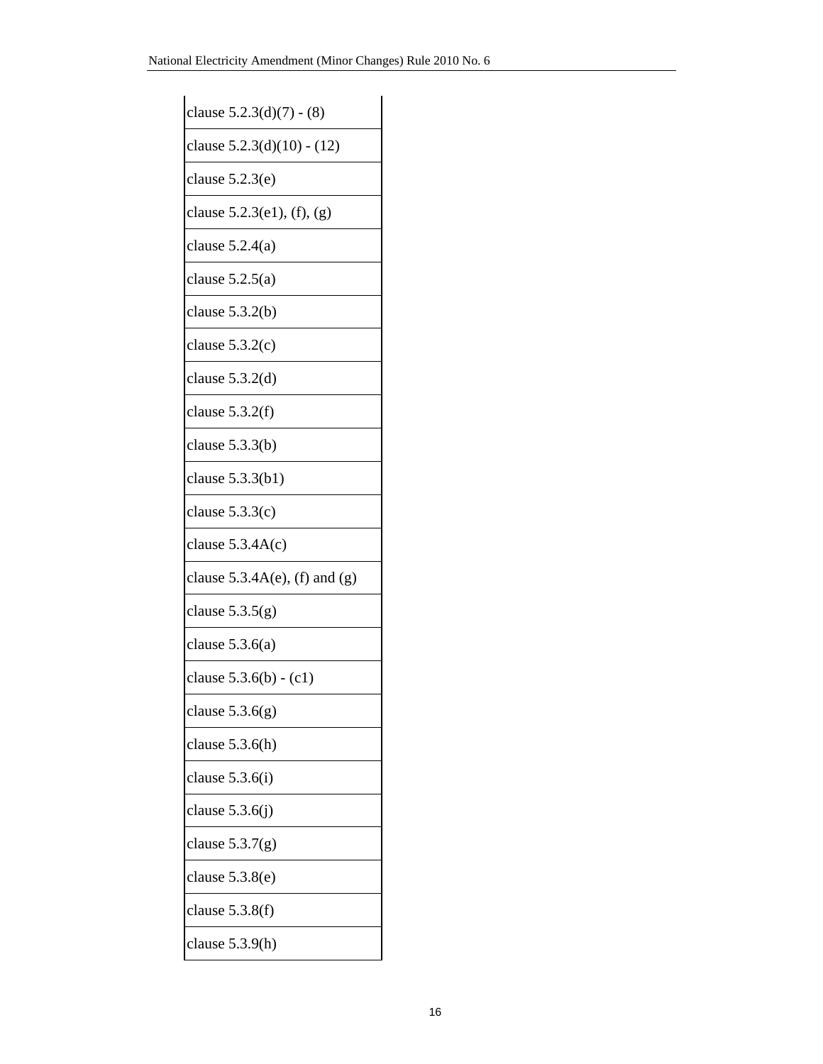| clause 5.2.3(d)(7) - (8) |
| --- |
| clause 5.2.3(d)(10) - (12) |
| clause 5.2.3(e) |
| clause 5.2.3(e1), (f), (g) |
| clause 5.2.4(a) |
| clause 5.2.5(a) |
| clause 5.3.2(b) |
| clause 5.3.2(c) |
| clause 5.3.2(d) |
| clause 5.3.2(f) |
| clause 5.3.3(b) |
| clause 5.3.3(b1) |
| clause 5.3.3(c) |
| clause 5.3.4A(c) |
| clause 5.3.4A(e), (f) and (g) |
| clause 5.3.5(g) |
| clause 5.3.6(a) |
| clause 5.3.6(b) - (c1) |
| clause 5.3.6(g) |
| clause 5.3.6(h) |
| clause 5.3.6(i) |
| clause 5.3.6(j) |
| clause 5.3.7(g) |
| clause 5.3.8(e) |
| clause 5.3.8(f) |
| clause 5.3.9(h) |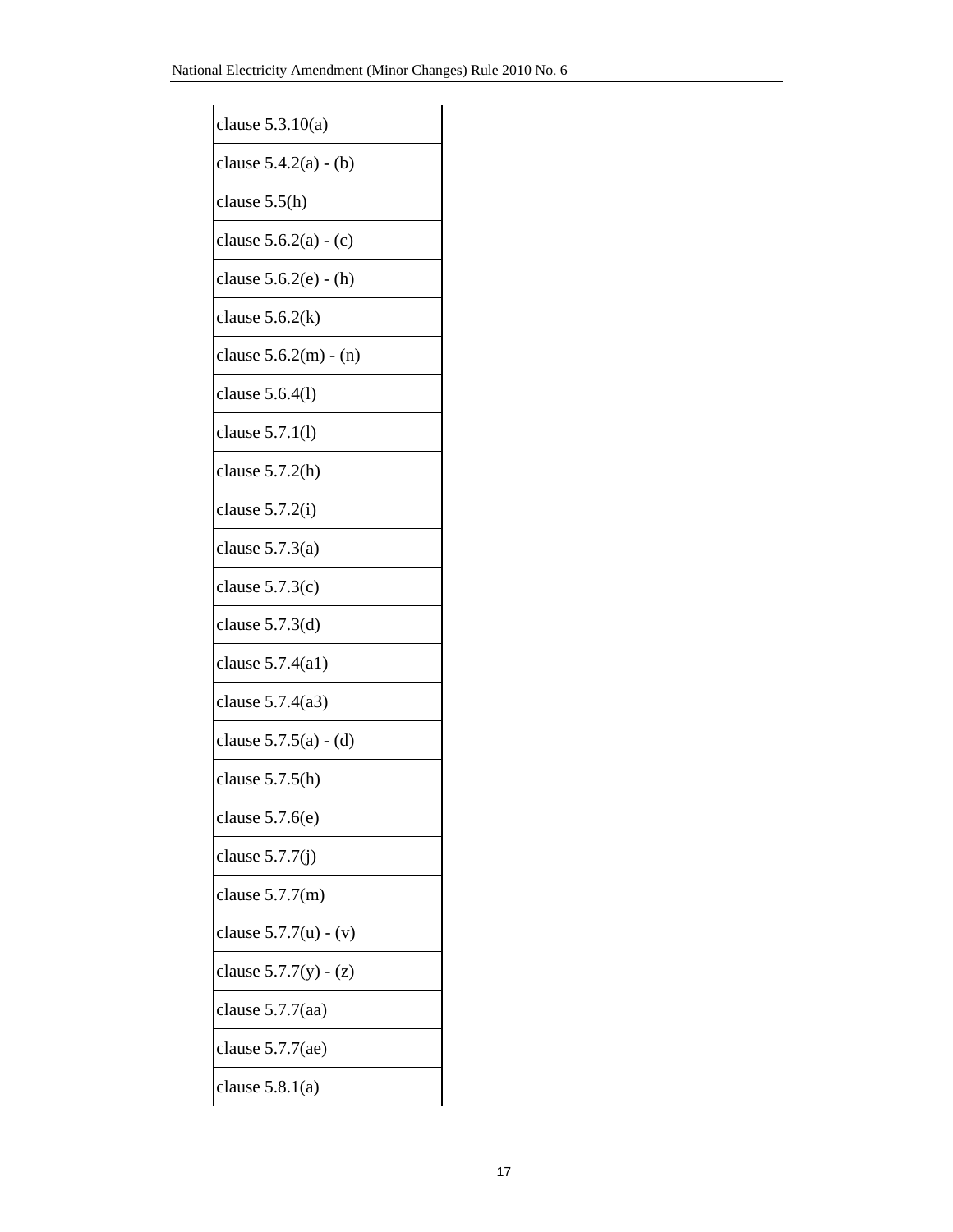| clause 5.3.10(a) |
|---|
| clause 5.4.2(a) - (b) |
| clause 5.5(h) |
| clause 5.6.2(a) - (c) |
| clause 5.6.2(e) - (h) |
| clause 5.6.2(k) |
| clause 5.6.2(m) - (n) |
| clause 5.6.4(l) |
| clause 5.7.1(l) |
| clause 5.7.2(h) |
| clause 5.7.2(i) |
| clause 5.7.3(a) |
| clause 5.7.3(c) |
| clause 5.7.3(d) |
| clause 5.7.4(a1) |
| clause 5.7.4(a3) |
| clause 5.7.5(a) - (d) |
| clause 5.7.5(h) |
| clause 5.7.6(e) |
| clause 5.7.7(j) |
| clause 5.7.7(m) |
| clause 5.7.7(u) - (v) |
| clause 5.7.7(y) - (z) |
| clause 5.7.7(aa) |
| clause 5.7.7(ae) |
| clause 5.8.1(a) |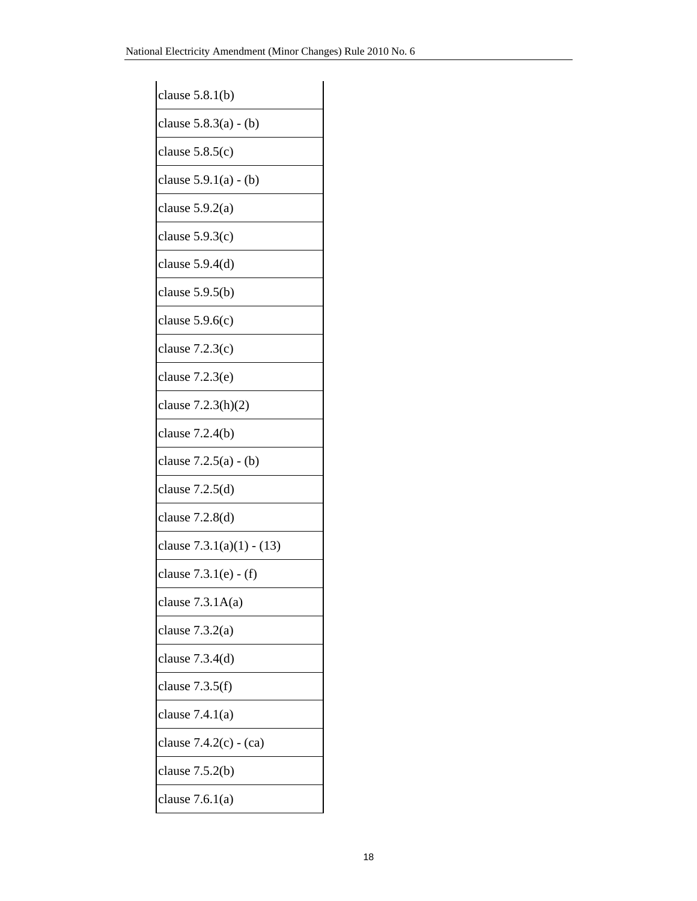| clause 5.8.1(b) |
|---|
| clause 5.8.3(a) - (b) |
| clause 5.8.5(c) |
| clause 5.9.1(a) - (b) |
| clause 5.9.2(a) |
| clause 5.9.3(c) |
| clause 5.9.4(d) |
| clause 5.9.5(b) |
| clause 5.9.6(c) |
| clause 7.2.3(c) |
| clause 7.2.3(e) |
| clause 7.2.3(h)(2) |
| clause 7.2.4(b) |
| clause 7.2.5(a) - (b) |
| clause 7.2.5(d) |
| clause 7.2.8(d) |
| clause 7.3.1(a)(1) - (13) |
| clause 7.3.1(e) - (f) |
| clause 7.3.1A(a) |
| clause 7.3.2(a) |
| clause 7.3.4(d) |
| clause 7.3.5(f) |
| clause 7.4.1(a) |
| clause 7.4.2(c) - (ca) |
| clause 7.5.2(b) |
| clause 7.6.1(a) |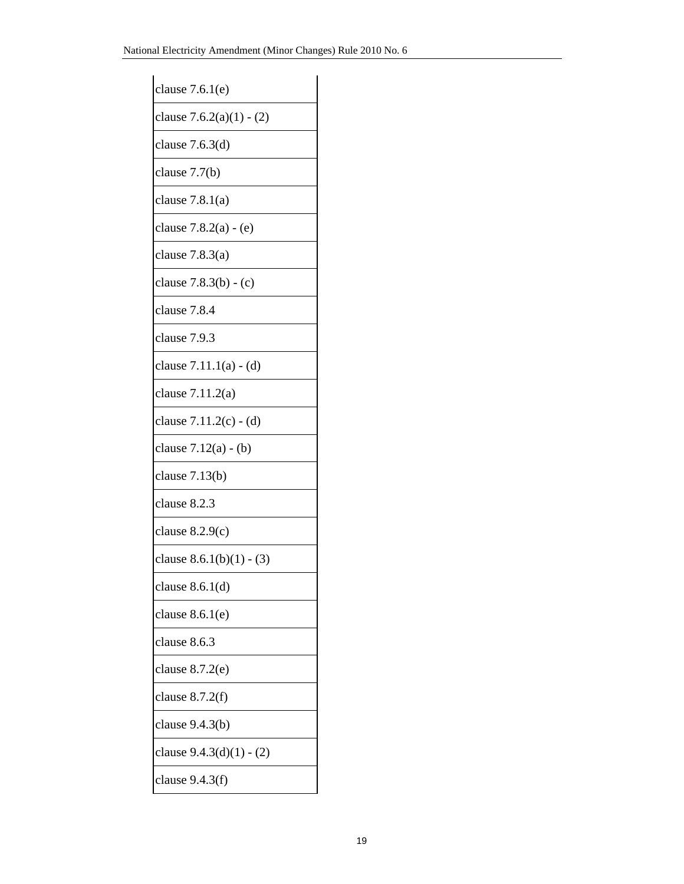| clause 7.6.1(e) |
|---|
| clause 7.6.2(a)(1) - (2) |
| clause 7.6.3(d) |
| clause 7.7(b) |
| clause 7.8.1(a) |
| clause 7.8.2(a) - (e) |
| clause 7.8.3(a) |
| clause 7.8.3(b) - (c) |
| clause 7.8.4 |
| clause 7.9.3 |
| clause 7.11.1(a) - (d) |
| clause 7.11.2(a) |
| clause 7.11.2(c) - (d) |
| clause 7.12(a) - (b) |
| clause 7.13(b) |
| clause 8.2.3 |
| clause 8.2.9(c) |
| clause 8.6.1(b)(1) - (3) |
| clause 8.6.1(d) |
| clause 8.6.1(e) |
| clause 8.6.3 |
| clause 8.7.2(e) |
| clause 8.7.2(f) |
| clause 9.4.3(b) |
| clause 9.4.3(d)(1) - (2) |
| clause 9.4.3(f) |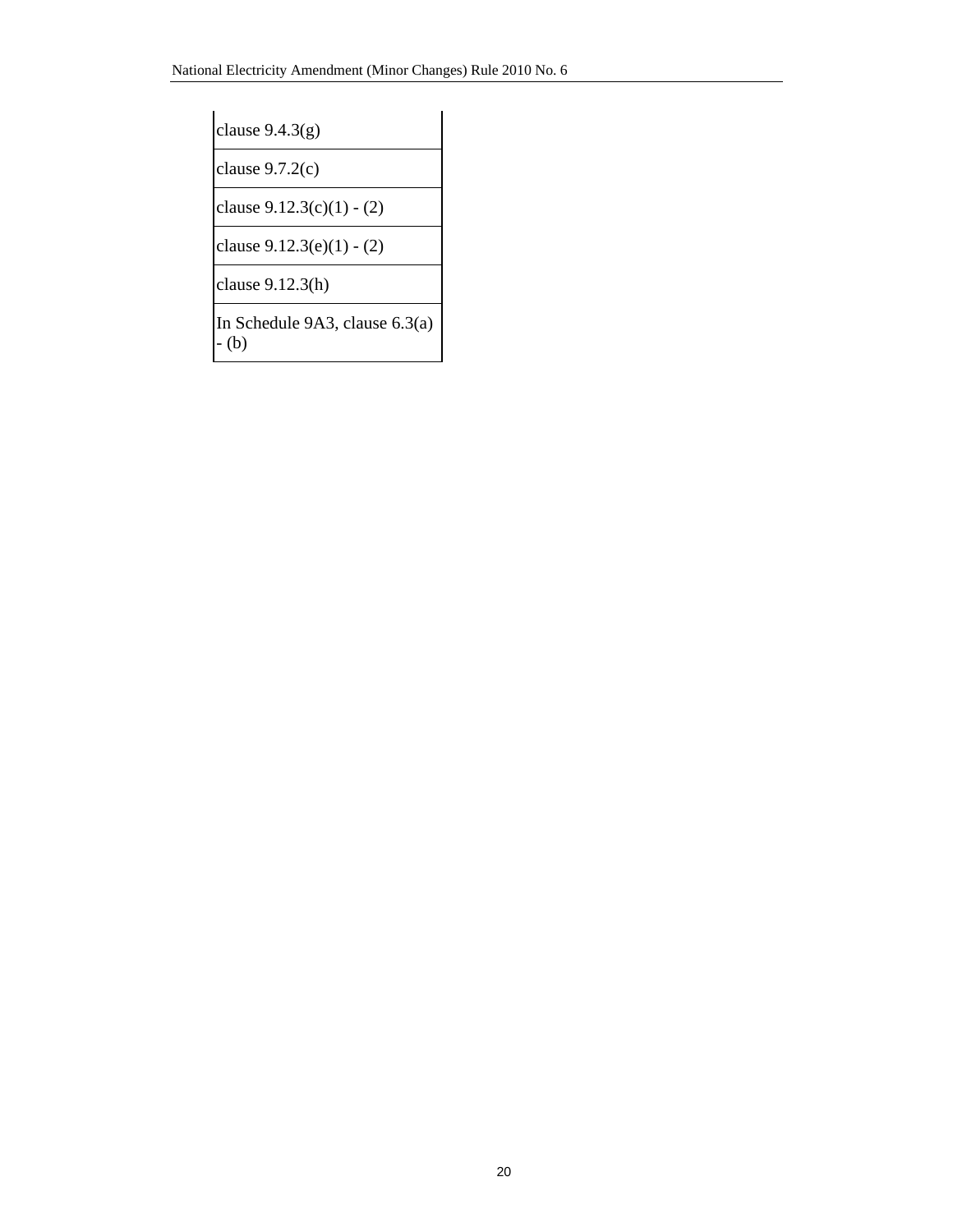| |
|---|
| clause 9.4.3(g) |
| clause 9.7.2(c) |
| clause 9.12.3(c)(1) - (2) |
| clause 9.12.3(e)(1) - (2) |
| clause 9.12.3(h) |
| In Schedule 9A3, clause 6.3(a) - (b) |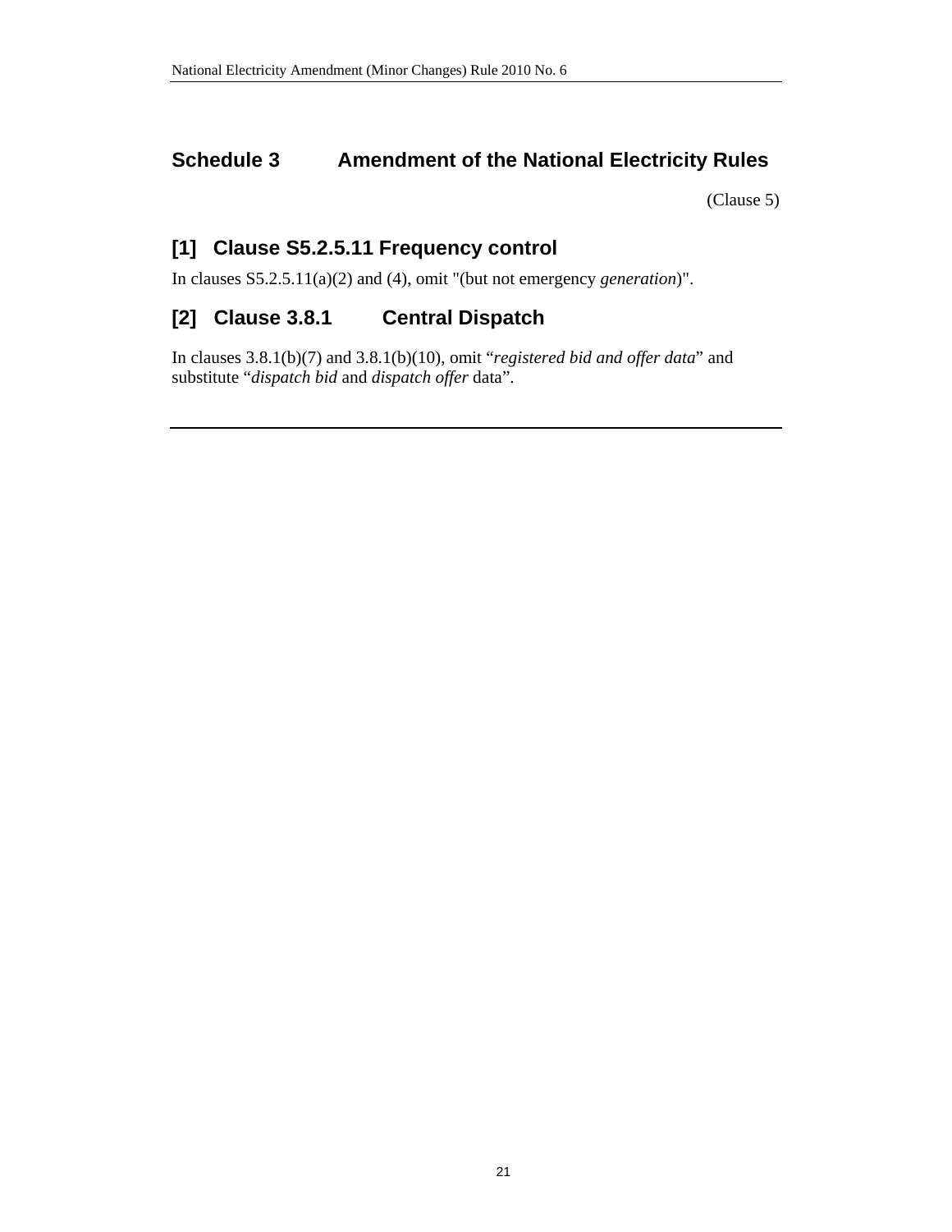## Schedule 3 Amendment of the National Electricity Rules

(Clause 5)

### [1] Clause S5.2.5.11 Frequency control

In clauses S5.2.5.11(a)(2) and (4), omit "(but not emergency *generation*)".

### [2] Clause 3.8.1 Central Dispatch

In clauses 3.8.1(b)(7) and 3.8.1(b)(10), omit “*registered bid and offer data*” and substitute “*dispatch bid* and *dispatch offer* data”.